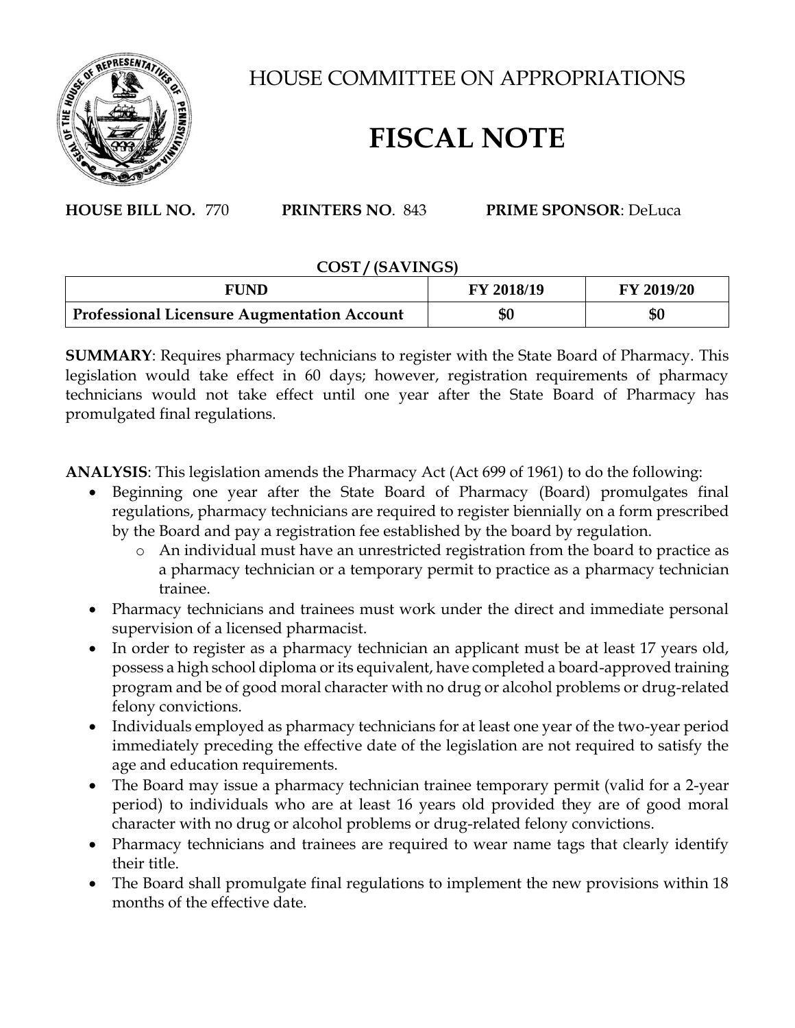# HOUSE COMMITTEE ON APPROPRIATIONS

# FISCAL NOTE

**HOUSE BILL NO.** 770 **PRINTERS NO**. 843 **PRIME SPONSOR**: DeLuca

**COST / (SAVINGS)**

| FUND | FY 2018/19 | FY 2019/20 |
|---|---|---|
| **Professional Licensure Augmentation Account** | **$0** | **$0** |

**SUMMARY**: Requires pharmacy technicians to register with the State Board of Pharmacy. This legislation would take effect in 60 days; however, registration requirements of pharmacy technicians would not take effect until one year after the State Board of Pharmacy has promulgated final regulations.

**ANALYSIS**: This legislation amends the Pharmacy Act (Act 699 of 1961) to do the following:

- Beginning one year after the State Board of Pharmacy (Board) promulgates final regulations, pharmacy technicians are required to register biennially on a form prescribed by the Board and pay a registration fee established by the board by regulation.
  - An individual must have an unrestricted registration from the board to practice as a pharmacy technician or a temporary permit to practice as a pharmacy technician trainee.
- Pharmacy technicians and trainees must work under the direct and immediate personal supervision of a licensed pharmacist.
- In order to register as a pharmacy technician an applicant must be at least 17 years old, possess a high school diploma or its equivalent, have completed a board-approved training program and be of good moral character with no drug or alcohol problems or drug-related felony convictions.
- Individuals employed as pharmacy technicians for at least one year of the two-year period immediately preceding the effective date of the legislation are not required to satisfy the age and education requirements.
- The Board may issue a pharmacy technician trainee temporary permit (valid for a 2-year period) to individuals who are at least 16 years old provided they are of good moral character with no drug or alcohol problems or drug-related felony convictions.
- Pharmacy technicians and trainees are required to wear name tags that clearly identify their title.
- The Board shall promulgate final regulations to implement the new provisions within 18 months of the effective date.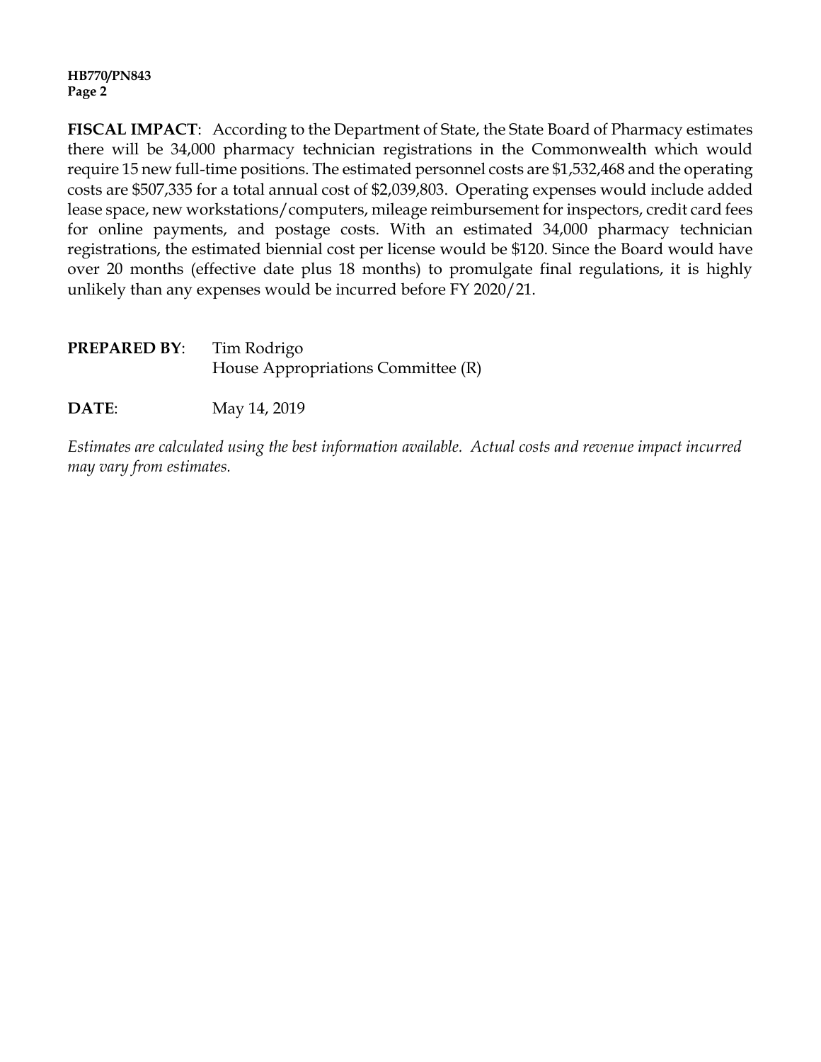**FISCAL IMPACT**: According to the Department of State, the State Board of Pharmacy estimates there will be 34,000 pharmacy technician registrations in the Commonwealth which would require 15 new full-time positions. The estimated personnel costs are $1,532,468 and the operating costs are $507,335 for a total annual cost of $2,039,803. Operating expenses would include added lease space, new workstations/computers, mileage reimbursement for inspectors, credit card fees for online payments, and postage costs. With an estimated 34,000 pharmacy technician registrations, the estimated biennial cost per license would be $120. Since the Board would have over 20 months (effective date plus 18 months) to promulgate final regulations, it is highly unlikely than any expenses would be incurred before FY 2020/21.

**PREPARED BY**: Tim Rodrigo
House Appropriations Committee (R)

**DATE**: May 14, 2019

*Estimates are calculated using the best information available. Actual costs and revenue impact incurred may vary from estimates.*